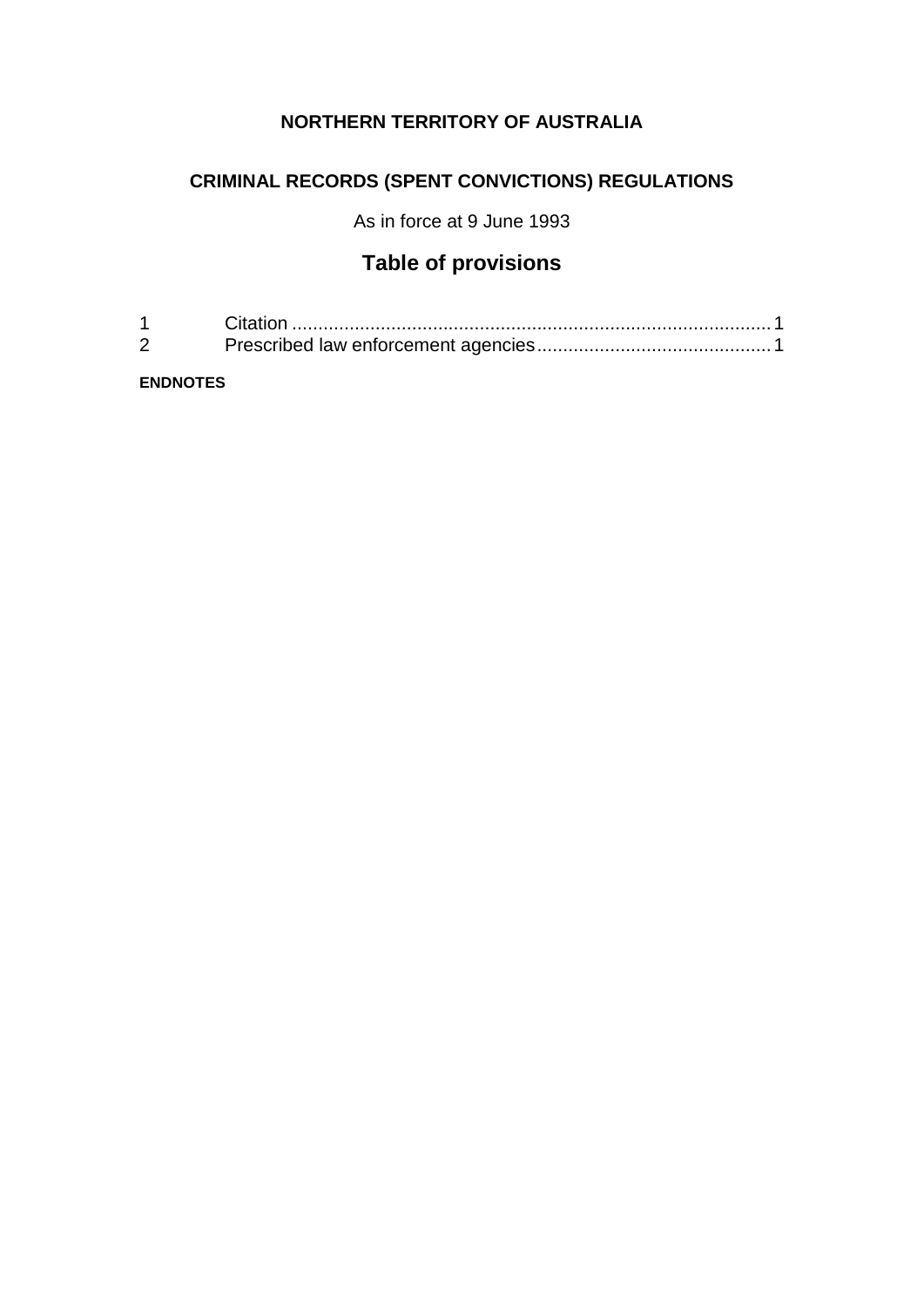**NORTHERN TERRITORY OF AUSTRALIA**

# CRIMINAL RECORDS (SPENT CONVICTIONS) REGULATIONS

As in force at 9 June 1993

## Table of provisions

| | | |
|---|---|---|
| 1 | Citation | 1 |
| 2 | Prescribed law enforcement agencies | 1 |

**ENDNOTES**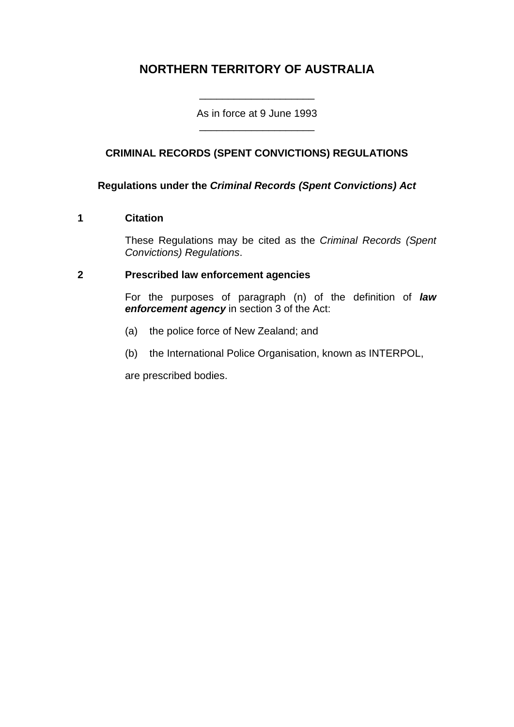# NORTHERN TERRITORY OF AUSTRALIA

As in force at 9 June 1993

## CRIMINAL RECORDS (SPENT CONVICTIONS) REGULATIONS

**Regulations under the *Criminal Records (Spent Convictions) Act***

### 1 Citation

These Regulations may be cited as the *Criminal Records (Spent Convictions) Regulations*.

### 2 Prescribed law enforcement agencies

For the purposes of paragraph (n) of the definition of ***law enforcement agency*** in section 3 of the Act:

(a) the police force of New Zealand; and

(b) the International Police Organisation, known as INTERPOL,

are prescribed bodies.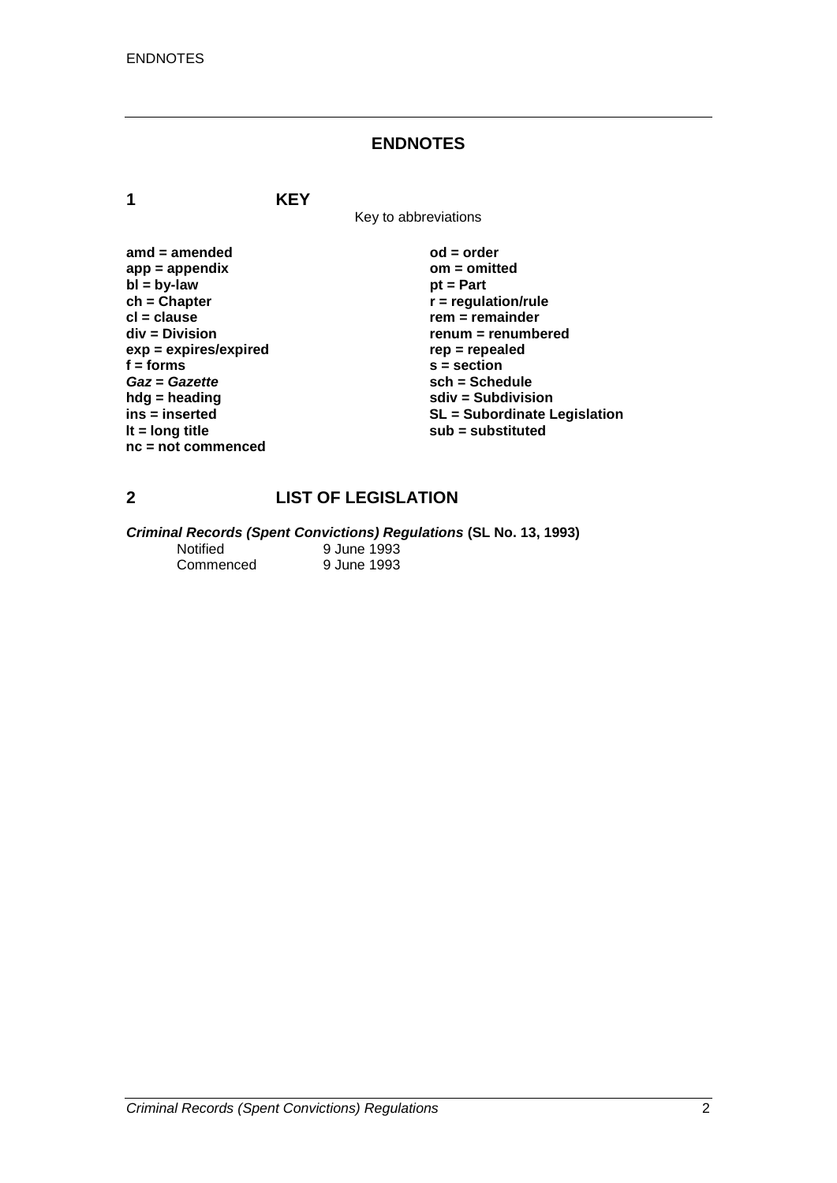# ENDNOTES

## 1 KEY

Key to abbreviations

**amd = amended**
**app = appendix**
**bl = by-law**
**ch = Chapter**
**cl = clause**
**div = Division**
**exp = expires/expired**
**f = forms**
***Gaz* = *Gazette***
**hdg = heading**
**ins = inserted**
**lt = long title**
**nc = not commenced**
**od = order**
**om = omitted**
**pt = Part**
**r = regulation/rule**
**rem = remainder**
**renum = renumbered**
**rep = repealed**
**s = section**
**sch = Schedule**
**sdiv = Subdivision**
**SL = Subordinate Legislation**
**sub = substituted**

## 2 LIST OF LEGISLATION

***Criminal Records (Spent Convictions) Regulations* (SL No. 13, 1993)**

| | |
|---|---|
| Notified | 9 June 1993 |
| Commenced | 9 June 1993 |